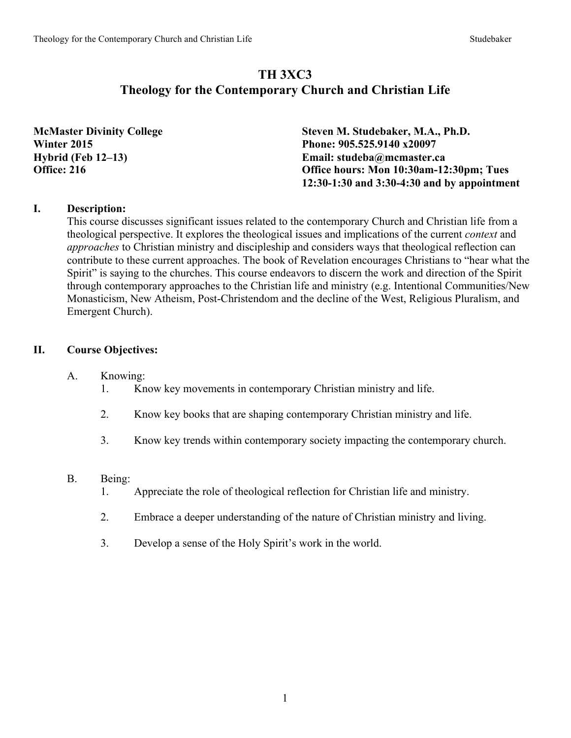# TH 3XC3
# Theology for the Contemporary Church and Christian Life

**McMaster Divinity College**
**Winter 2015**
**Hybrid (Feb 12–13)**
**Office: 216**

**Steven M. Studebaker, M.A., Ph.D.**
**Phone: 905.525.9140 x20097**
**Email: studeba@mcmaster.ca**
**Office hours: Mon 10:30am-12:30pm; Tues 12:30-1:30 and 3:30-4:30 and by appointment**

## I. Description:

This course discusses significant issues related to the contemporary Church and Christian life from a theological perspective. It explores the theological issues and implications of the current *context* and *approaches* to Christian ministry and discipleship and considers ways that theological reflection can contribute to these current approaches. The book of Revelation encourages Christians to "hear what the Spirit" is saying to the churches. This course endeavors to discern the work and direction of the Spirit through contemporary approaches to the Christian life and ministry (e.g. Intentional Communities/New Monasticism, New Atheism, Post-Christendom and the decline of the West, Religious Pluralism, and Emergent Church).

## II. Course Objectives:

A. Knowing:

1. Know key movements in contemporary Christian ministry and life.
2. Know key books that are shaping contemporary Christian ministry and life.
3. Know key trends within contemporary society impacting the contemporary church.

B. Being:

1. Appreciate the role of theological reflection for Christian life and ministry.
2. Embrace a deeper understanding of the nature of Christian ministry and living.
3. Develop a sense of the Holy Spirit's work in the world.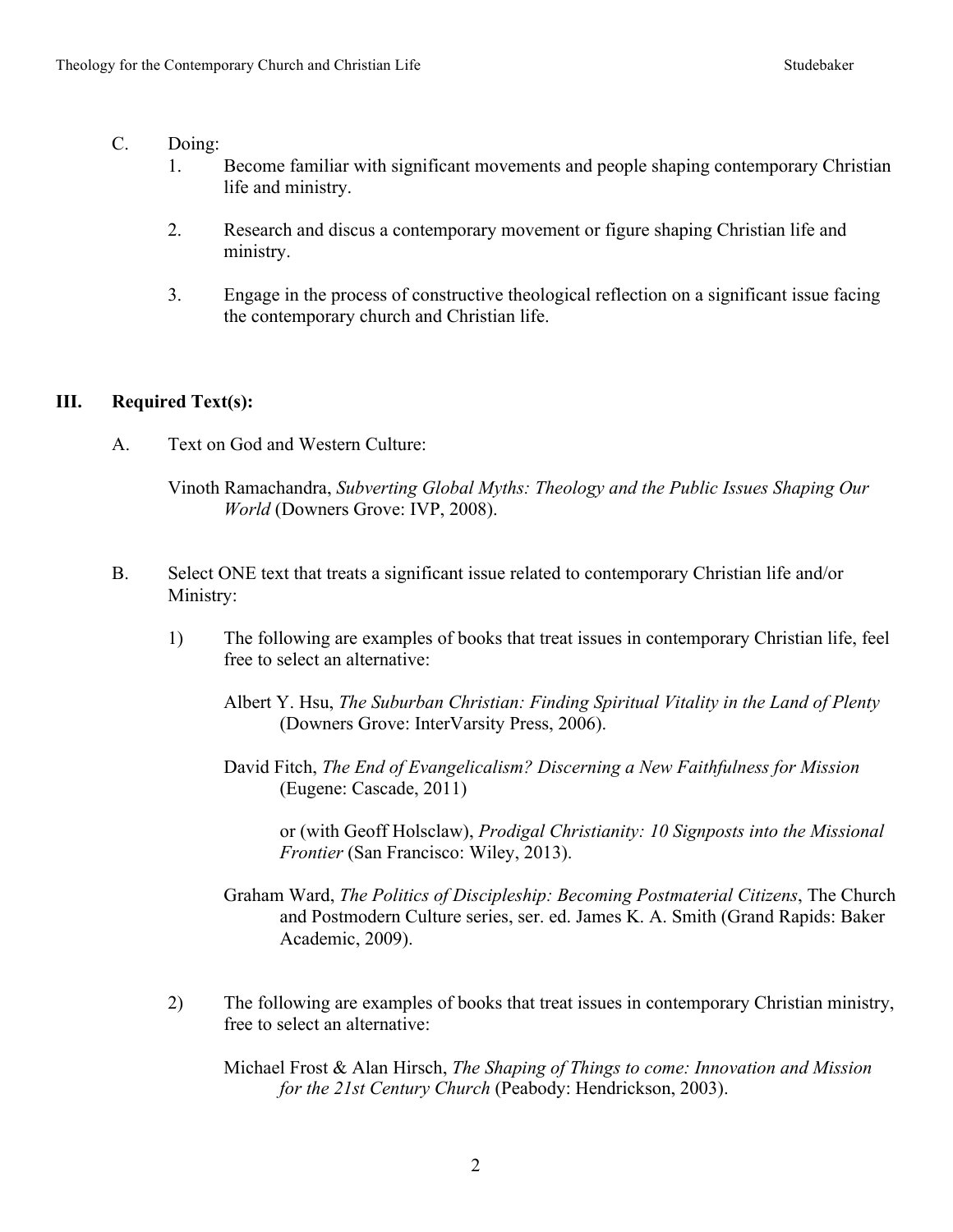C. Doing:

1. Become familiar with significant movements and people shaping contemporary Christian life and ministry.

2. Research and discus a contemporary movement or figure shaping Christian life and ministry.

3. Engage in the process of constructive theological reflection on a significant issue facing the contemporary church and Christian life.

## III. Required Text(s):

A. Text on God and Western Culture:

Vinoth Ramachandra, *Subverting Global Myths: Theology and the Public Issues Shaping Our World* (Downers Grove: IVP, 2008).

B. Select ONE text that treats a significant issue related to contemporary Christian life and/or Ministry:

1) The following are examples of books that treat issues in contemporary Christian life, feel free to select an alternative:

Albert Y. Hsu, *The Suburban Christian: Finding Spiritual Vitality in the Land of Plenty* (Downers Grove: InterVarsity Press, 2006).

David Fitch, *The End of Evangelicalism? Discerning a New Faithfulness for Mission* (Eugene: Cascade, 2011)

or (with Geoff Holsclaw), *Prodigal Christianity: 10 Signposts into the Missional Frontier* (San Francisco: Wiley, 2013).

Graham Ward, *The Politics of Discipleship: Becoming Postmaterial Citizens*, The Church and Postmodern Culture series, ser. ed. James K. A. Smith (Grand Rapids: Baker Academic, 2009).

2) The following are examples of books that treat issues in contemporary Christian ministry, free to select an alternative:

Michael Frost & Alan Hirsch, *The Shaping of Things to come: Innovation and Mission for the 21st Century Church* (Peabody: Hendrickson, 2003).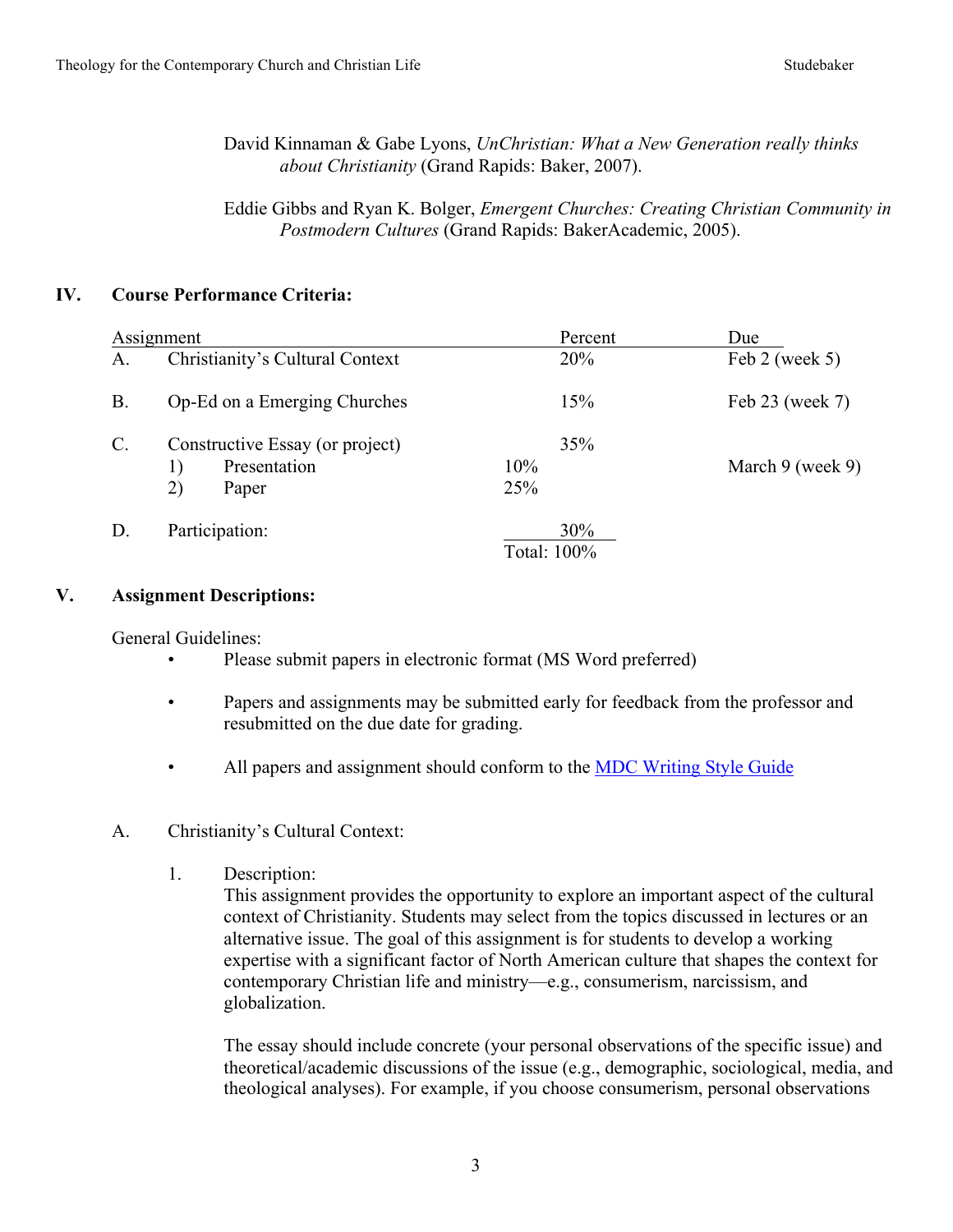David Kinnaman & Gabe Lyons, *UnChristian: What a New Generation really thinks about Christianity* (Grand Rapids: Baker, 2007).

Eddie Gibbs and Ryan K. Bolger, *Emergent Churches: Creating Christian Community in Postmodern Cultures* (Grand Rapids: BakerAcademic, 2005).

## IV. Course Performance Criteria:

| | Assignment | | Percent | Due |
|---|---|---|---|---|
| A. | Christianity's Cultural Context | | 20% | Feb 2 (week 5) |
| B. | Op-Ed on a Emerging Churches | | 15% | Feb 23 (week 7) |
| C. | Constructive Essay (or project) | | 35% | |
| | 1) Presentation | 10% | | March 9 (week 9) |
| | 2) Paper | 25% | | |
| D. | Participation: | | 30% | |
| | | Total: 100% | | |

## V. Assignment Descriptions:

General Guidelines:

- Please submit papers in electronic format (MS Word preferred)
- Papers and assignments may be submitted early for feedback from the professor and resubmitted on the due date for grading.
- All papers and assignment should conform to the [MDC Writing Style Guide](MDC Writing Style Guide)

A. Christianity's Cultural Context:

1. Description:
   This assignment provides the opportunity to explore an important aspect of the cultural context of Christianity. Students may select from the topics discussed in lectures or an alternative issue. The goal of this assignment is for students to develop a working expertise with a significant factor of North American culture that shapes the context for contemporary Christian life and ministry—e.g., consumerism, narcissism, and globalization.

   The essay should include concrete (your personal observations of the specific issue) and theoretical/academic discussions of the issue (e.g., demographic, sociological, media, and theological analyses). For example, if you choose consumerism, personal observations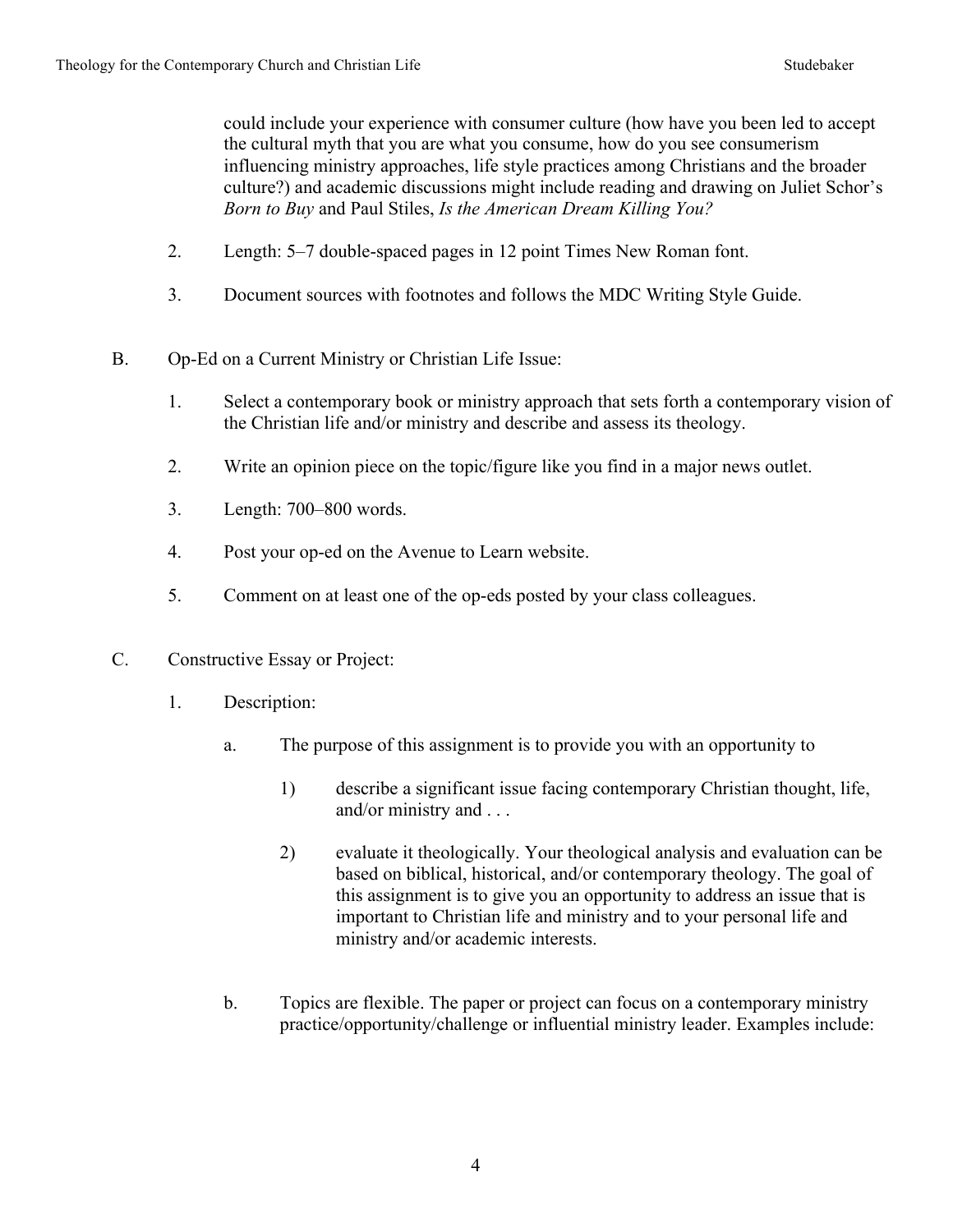could include your experience with consumer culture (how have you been led to accept the cultural myth that you are what you consume, how do you see consumerism influencing ministry approaches, life style practices among Christians and the broader culture?) and academic discussions might include reading and drawing on Juliet Schor's *Born to Buy* and Paul Stiles, *Is the American Dream Killing You?*

2. Length: 5–7 double-spaced pages in 12 point Times New Roman font.

3. Document sources with footnotes and follows the MDC Writing Style Guide.

B. Op-Ed on a Current Ministry or Christian Life Issue:

1. Select a contemporary book or ministry approach that sets forth a contemporary vision of the Christian life and/or ministry and describe and assess its theology.

2. Write an opinion piece on the topic/figure like you find in a major news outlet.

3. Length: 700–800 words.

4. Post your op-ed on the Avenue to Learn website.

5. Comment on at least one of the op-eds posted by your class colleagues.

C. Constructive Essay or Project:

1. Description:

   a. The purpose of this assignment is to provide you with an opportunity to

      1) describe a significant issue facing contemporary Christian thought, life, and/or ministry and . . .

      2) evaluate it theologically. Your theological analysis and evaluation can be based on biblical, historical, and/or contemporary theology. The goal of this assignment is to give you an opportunity to address an issue that is important to Christian life and ministry and to your personal life and ministry and/or academic interests.

   b. Topics are flexible. The paper or project can focus on a contemporary ministry practice/opportunity/challenge or influential ministry leader. Examples include: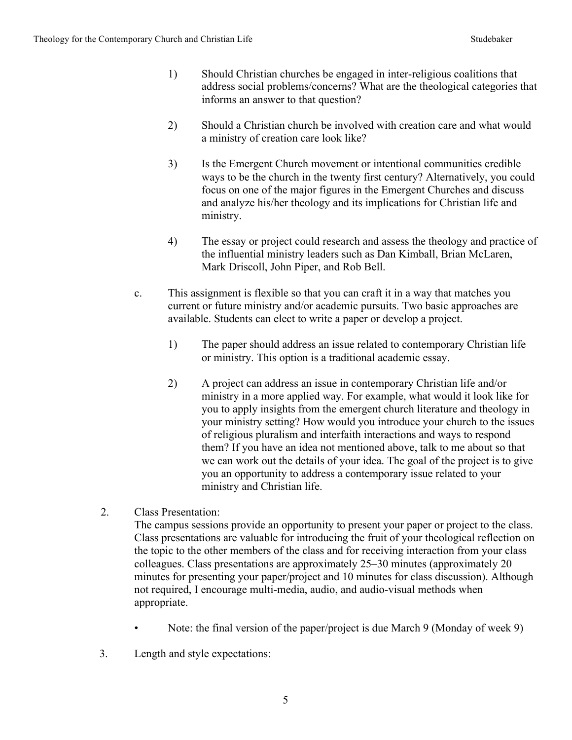1) Should Christian churches be engaged in inter-religious coalitions that address social problems/concerns? What are the theological categories that informs an answer to that question?

2) Should a Christian church be involved with creation care and what would a ministry of creation care look like?

3) Is the Emergent Church movement or intentional communities credible ways to be the church in the twenty first century? Alternatively, you could focus on one of the major figures in the Emergent Churches and discuss and analyze his/her theology and its implications for Christian life and ministry.

4) The essay or project could research and assess the theology and practice of the influential ministry leaders such as Dan Kimball, Brian McLaren, Mark Driscoll, John Piper, and Rob Bell.

c. This assignment is flexible so that you can craft it in a way that matches you current or future ministry and/or academic pursuits. Two basic approaches are available. Students can elect to write a paper or develop a project.

1) The paper should address an issue related to contemporary Christian life or ministry. This option is a traditional academic essay.

2) A project can address an issue in contemporary Christian life and/or ministry in a more applied way. For example, what would it look like for you to apply insights from the emergent church literature and theology in your ministry setting? How would you introduce your church to the issues of religious pluralism and interfaith interactions and ways to respond them? If you have an idea not mentioned above, talk to me about so that we can work out the details of your idea. The goal of the project is to give you an opportunity to address a contemporary issue related to your ministry and Christian life.

2. Class Presentation:
The campus sessions provide an opportunity to present your paper or project to the class. Class presentations are valuable for introducing the fruit of your theological reflection on the topic to the other members of the class and for receiving interaction from your class colleagues. Class presentations are approximately 25–30 minutes (approximately 20 minutes for presenting your paper/project and 10 minutes for class discussion). Although not required, I encourage multi-media, audio, and audio-visual methods when appropriate.

- Note: the final version of the paper/project is due March 9 (Monday of week 9)

3. Length and style expectations: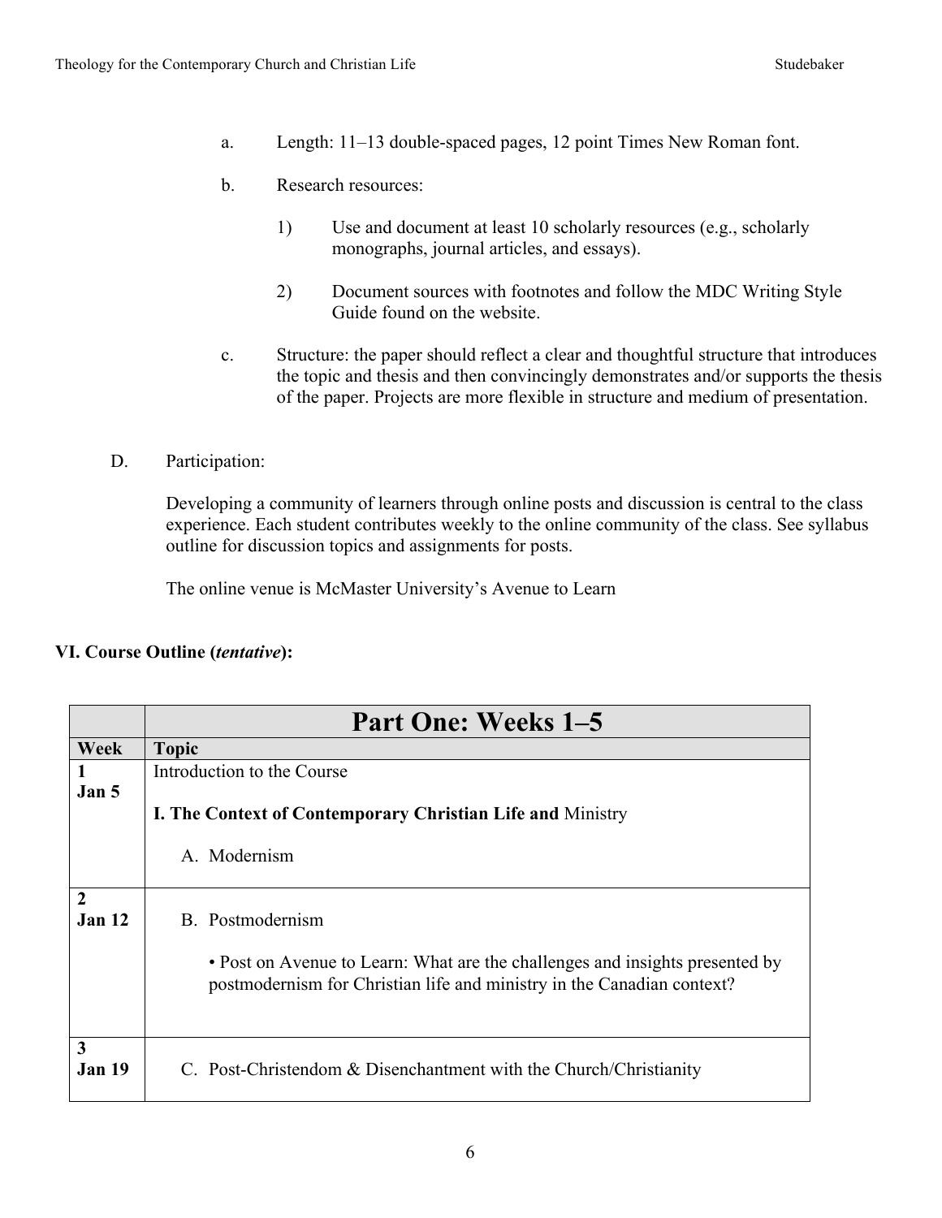a. Length: 11–13 double-spaced pages, 12 point Times New Roman font.

b. Research resources:

   1) Use and document at least 10 scholarly resources (e.g., scholarly monographs, journal articles, and essays).

   2) Document sources with footnotes and follow the MDC Writing Style Guide found on the website.

c. Structure: the paper should reflect a clear and thoughtful structure that introduces the topic and thesis and then convincingly demonstrates and/or supports the thesis of the paper. Projects are more flexible in structure and medium of presentation.

D. Participation:

Developing a community of learners through online posts and discussion is central to the class experience. Each student contributes weekly to the online community of the class. See syllabus outline for discussion topics and assignments for posts.

The online venue is McMaster University's Avenue to Learn

## VI. Course Outline (*tentative*):

| | **Part One: Weeks 1–5** |
|---|---|
| **Week** | **Topic** |
| **1** **Jan 5** | Introduction to the Course <br><br> **I. The Context of Contemporary Christian Life and** Ministry <br><br> A. Modernism |
| **2** **Jan 12** | B. Postmodernism <br><br> • Post on Avenue to Learn: What are the challenges and insights presented by postmodernism for Christian life and ministry in the Canadian context? |
| **3** **Jan 19** | C. Post-Christendom & Disenchantment with the Church/Christianity |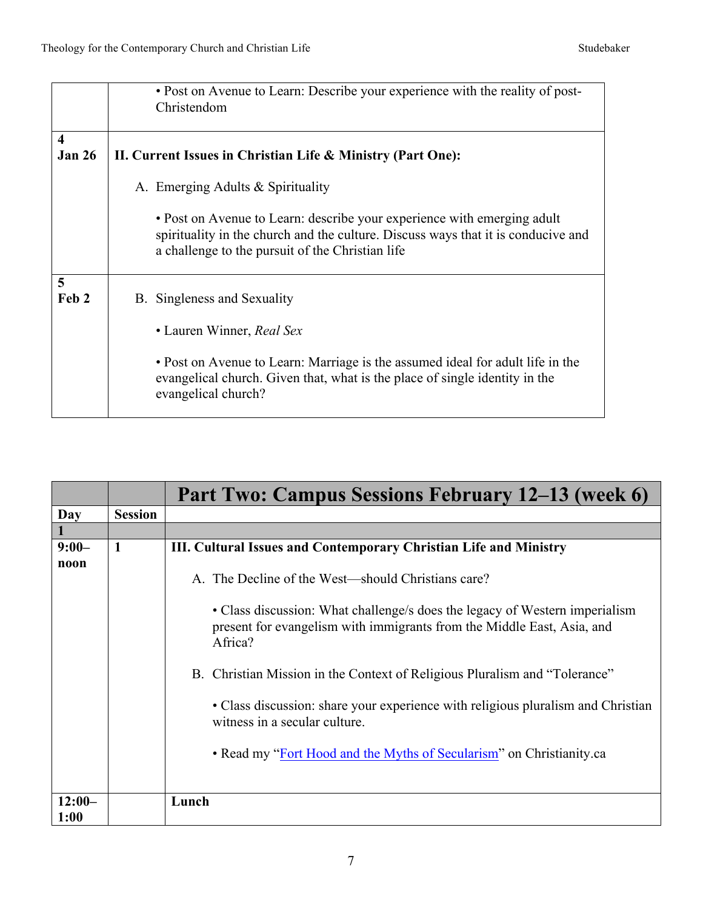| | |
|---|---|
| | • Post on Avenue to Learn: Describe your experience with the reality of post-Christendom |
| **4**<br>**Jan 26** | **II. Current Issues in Christian Life & Ministry (Part One):**<br><br>A. Emerging Adults & Spirituality<br><br>• Post on Avenue to Learn: describe your experience with emerging adult spirituality in the church and the culture. Discuss ways that it is conducive and a challenge to the pursuit of the Christian life |
| **5**<br>**Feb 2** | B. Singleness and Sexuality<br><br>• Lauren Winner, *Real Sex*<br><br>• Post on Avenue to Learn: Marriage is the assumed ideal for adult life in the evangelical church. Given that, what is the place of single identity in the evangelical church? |

| | | **Part Two: Campus Sessions February 12–13 (week 6)** |
|---|---|---|
| **Day** | **Session** | |
| **1** | | |
| **9:00–noon** | **1** | **III. Cultural Issues and Contemporary Christian Life and Ministry**<br><br>A. The Decline of the West—should Christians care?<br><br>• Class discussion: What challenge/s does the legacy of Western imperialism present for evangelism with immigrants from the Middle East, Asia, and Africa?<br><br>B. Christian Mission in the Context of Religious Pluralism and "Tolerance"<br><br>• Class discussion: share your experience with religious pluralism and Christian witness in a secular culture.<br><br>• Read my "Fort Hood and the Myths of Secularism" on Christianity.ca |
| **12:00–1:00** | | **Lunch** |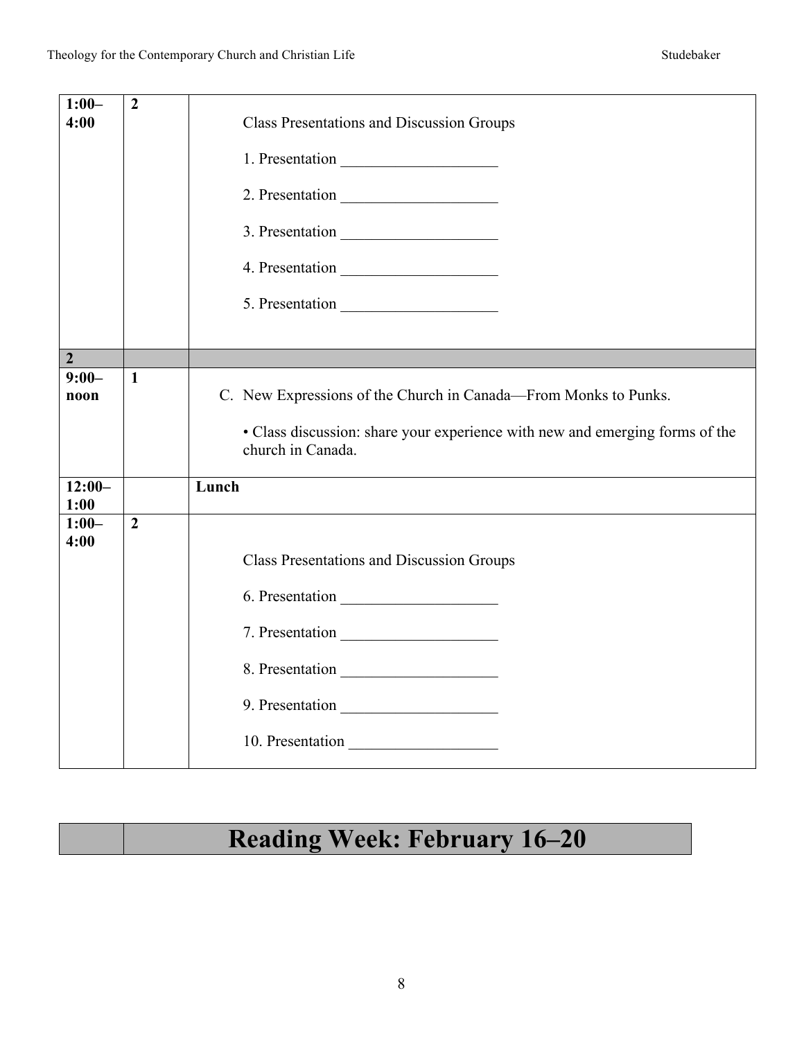| | | |
|---|---|---|
| **1:00–4:00** | **2** | Class Presentations and Discussion Groups<br><br>1. Presentation ____________________<br><br>2. Presentation ____________________<br><br>3. Presentation ____________________<br><br>4. Presentation ____________________<br><br>5. Presentation ____________________ |
| **2** | | |
| **9:00–noon** | **1** | C. New Expressions of the Church in Canada—From Monks to Punks.<br><br>• Class discussion: share your experience with new and emerging forms of the church in Canada. |
| **12:00–1:00** | | **Lunch** |
| **1:00–4:00** | **2** | Class Presentations and Discussion Groups<br><br>6. Presentation ____________________<br><br>7. Presentation ____________________<br><br>8. Presentation ____________________<br><br>9. Presentation ____________________<br><br>10. Presentation ___________________ |

# Reading Week: February 16–20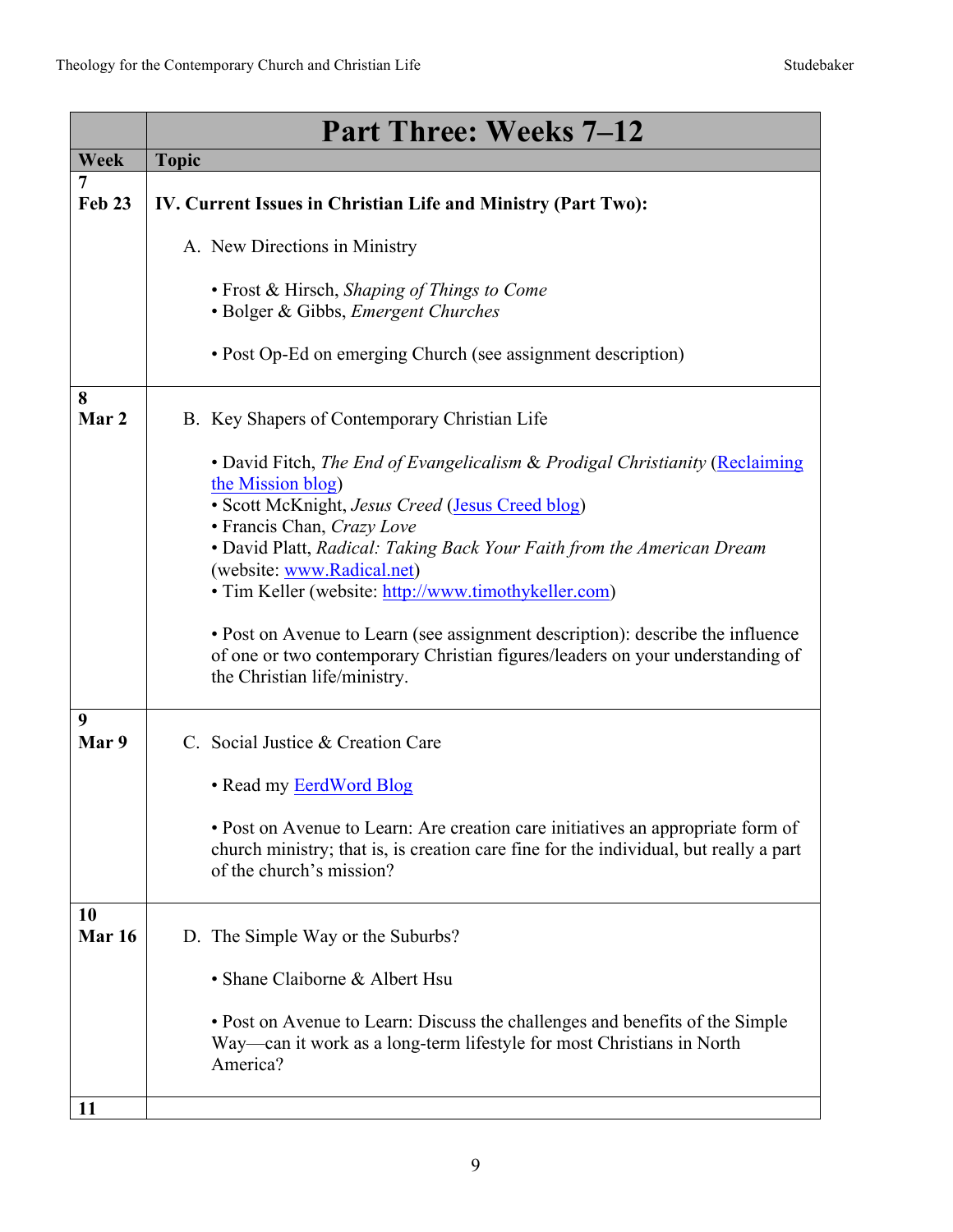| Week | Part Three: Weeks 7–12<br>Topic |
|---|---|
| **7**<br>**Feb 23** | **IV. Current Issues in Christian Life and Ministry (Part Two):**<br><br>A. New Directions in Ministry<br><br>• Frost & Hirsch, *Shaping of Things to Come*<br>• Bolger & Gibbs, *Emergent Churches*<br><br>• Post Op-Ed on emerging Church (see assignment description) |
| **8**<br>**Mar 2** | B. Key Shapers of Contemporary Christian Life<br><br>• David Fitch, *The End of Evangelicalism* & *Prodigal Christianity* (Reclaiming the Mission blog)<br>• Scott McKnight, *Jesus Creed* (Jesus Creed blog)<br>• Francis Chan, *Crazy Love*<br>• David Platt, *Radical: Taking Back Your Faith from the American Dream* (website: www.Radical.net)<br>• Tim Keller (website: http://www.timothykeller.com)<br><br>• Post on Avenue to Learn (see assignment description): describe the influence of one or two contemporary Christian figures/leaders on your understanding of the Christian life/ministry. |
| **9**<br>**Mar 9** | C. Social Justice & Creation Care<br><br>• Read my EerdWord Blog<br><br>• Post on Avenue to Learn: Are creation care initiatives an appropriate form of church ministry; that is, is creation care fine for the individual, but really a part of the church's mission? |
| **10**<br>**Mar 16** | D. The Simple Way or the Suburbs?<br><br>• Shane Claiborne & Albert Hsu<br><br>• Post on Avenue to Learn: Discuss the challenges and benefits of the Simple Way—can it work as a long-term lifestyle for most Christians in North America? |
| **11** | |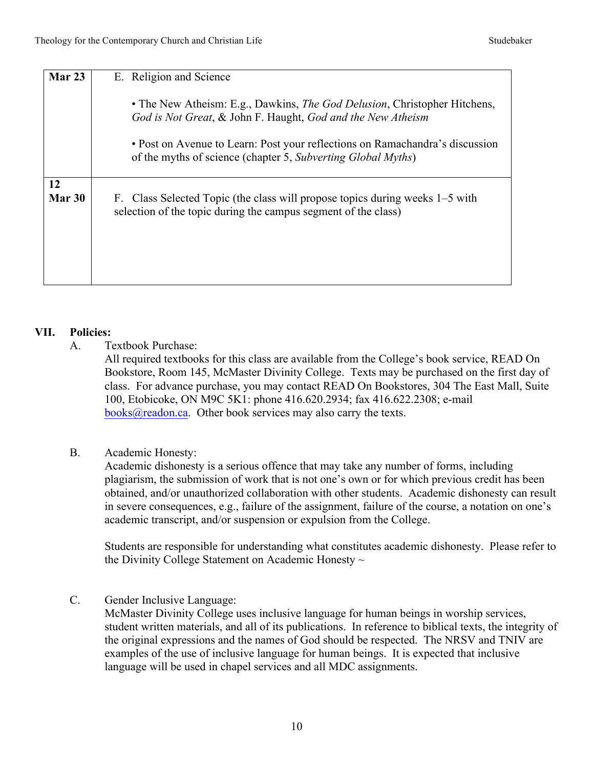| Mar 23 | E. Religion and Science<br><br>• The New Atheism: E.g., Dawkins, *The God Delusion*, Christopher Hitchens, *God is Not Great*, & John F. Haught, *God and the New Atheism*<br><br>• Post on Avenue to Learn: Post your reflections on Ramachandra's discussion of the myths of science (chapter 5, *Subverting Global Myths*) |
|---|---|
| 12<br>Mar 30 | F. Class Selected Topic (the class will propose topics during weeks 1–5 with selection of the topic during the campus segment of the class) |

## VII. Policies:

A. Textbook Purchase:
All required textbooks for this class are available from the College's book service, READ On Bookstore, Room 145, McMaster Divinity College. Texts may be purchased on the first day of class. For advance purchase, you may contact READ On Bookstores, 304 The East Mall, Suite 100, Etobicoke, ON M9C 5K1: phone 416.620.2934; fax 416.622.2308; e-mail books@readon.ca. Other book services may also carry the texts.

B. Academic Honesty:
Academic dishonesty is a serious offence that may take any number of forms, including plagiarism, the submission of work that is not one's own or for which previous credit has been obtained, and/or unauthorized collaboration with other students. Academic dishonesty can result in severe consequences, e.g., failure of the assignment, failure of the course, a notation on one's academic transcript, and/or suspension or expulsion from the College.

Students are responsible for understanding what constitutes academic dishonesty. Please refer to the Divinity College Statement on Academic Honesty ~

C. Gender Inclusive Language:
McMaster Divinity College uses inclusive language for human beings in worship services, student written materials, and all of its publications. In reference to biblical texts, the integrity of the original expressions and the names of God should be respected. The NRSV and TNIV are examples of the use of inclusive language for human beings. It is expected that inclusive language will be used in chapel services and all MDC assignments.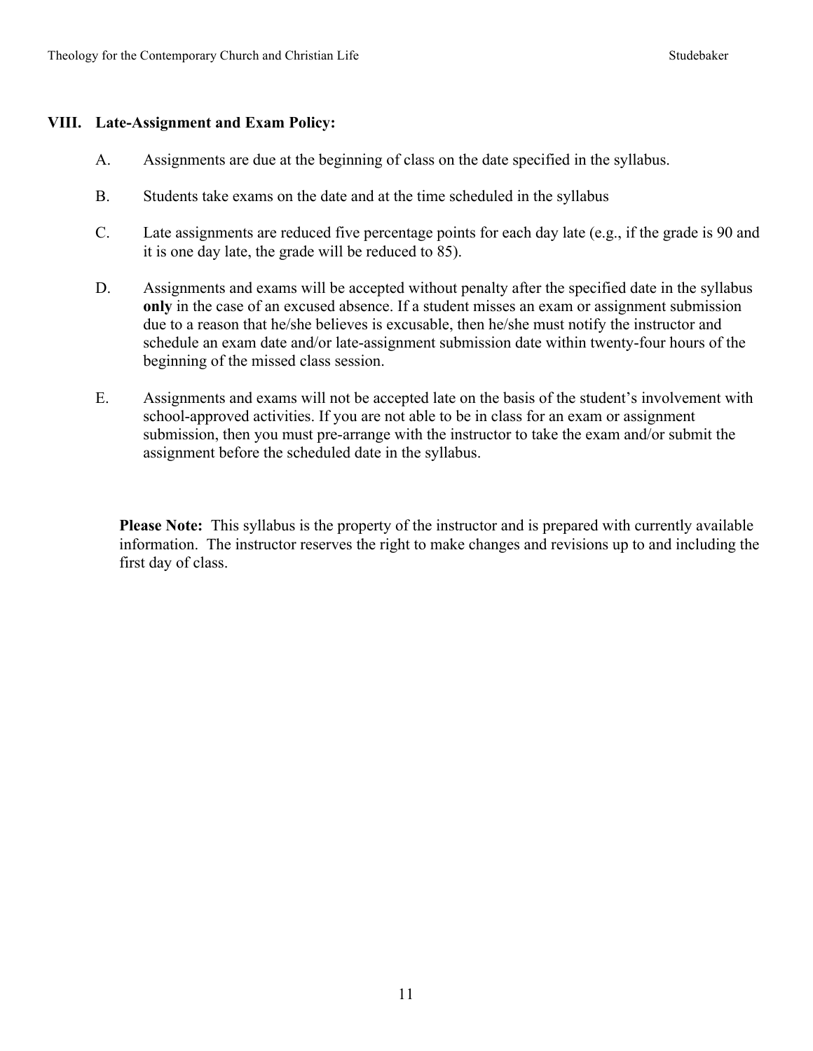## VIII. Late-Assignment and Exam Policy:

A. Assignments are due at the beginning of class on the date specified in the syllabus.

B. Students take exams on the date and at the time scheduled in the syllabus

C. Late assignments are reduced five percentage points for each day late (e.g., if the grade is 90 and it is one day late, the grade will be reduced to 85).

D. Assignments and exams will be accepted without penalty after the specified date in the syllabus **only** in the case of an excused absence. If a student misses an exam or assignment submission due to a reason that he/she believes is excusable, then he/she must notify the instructor and schedule an exam date and/or late-assignment submission date within twenty-four hours of the beginning of the missed class session.

E. Assignments and exams will not be accepted late on the basis of the student's involvement with school-approved activities. If you are not able to be in class for an exam or assignment submission, then you must pre-arrange with the instructor to take the exam and/or submit the assignment before the scheduled date in the syllabus.

**Please Note:** This syllabus is the property of the instructor and is prepared with currently available information. The instructor reserves the right to make changes and revisions up to and including the first day of class.